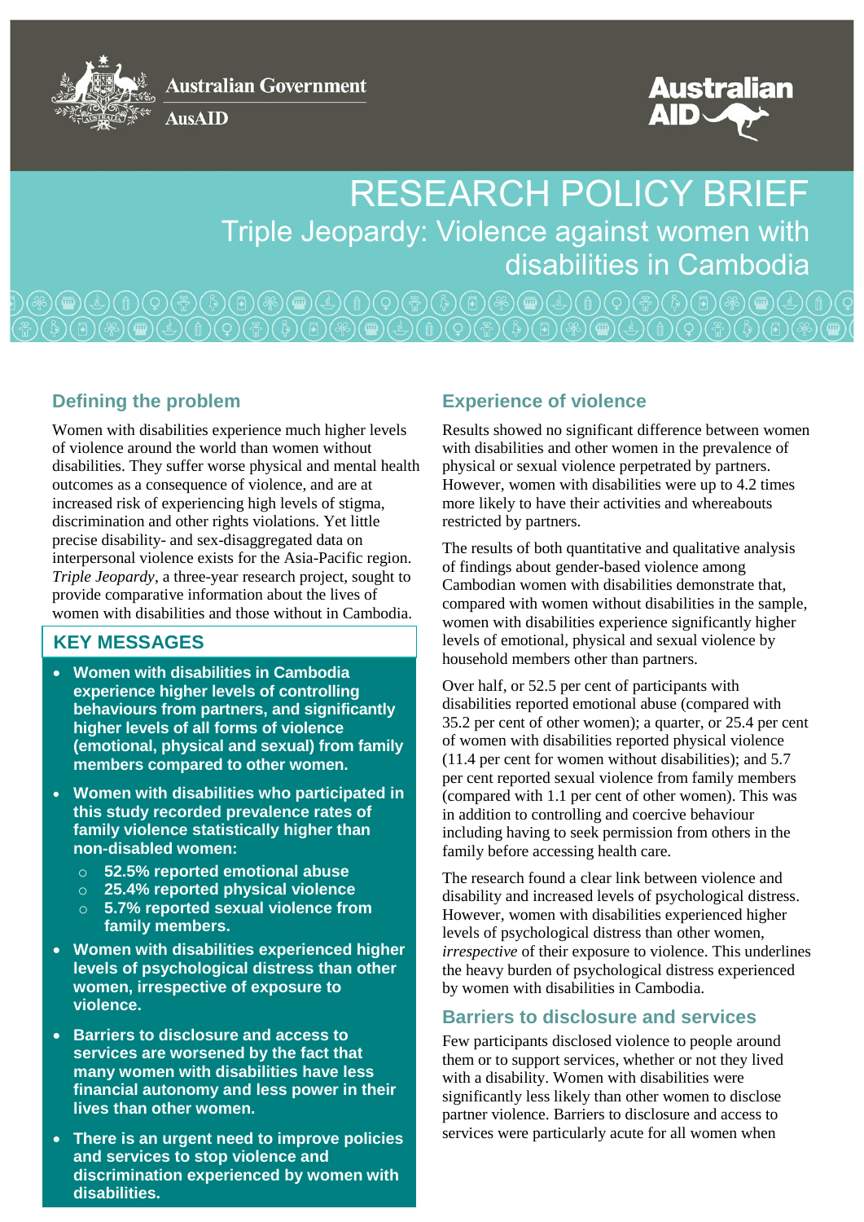Australian Government

AusAID

Australian AID

# RESEARCH POLICY BRIEF

## Triple Jeopardy: Violence against women with disabilities in Cambodia

## Defining the problem

Women with disabilities experience much higher levels of violence around the world than women without disabilities. They suffer worse physical and mental health outcomes as a consequence of violence, and are at increased risk of experiencing high levels of stigma, discrimination and other rights violations. Yet little precise disability- and sex-disaggregated data on interpersonal violence exists for the Asia-Pacific region. *Triple Jeopardy*, a three-year research project, sought to provide comparative information about the lives of women with disabilities and those without in Cambodia.

## KEY MESSAGES

- **Women with disabilities in Cambodia experience higher levels of controlling behaviours from partners, and significantly higher levels of all forms of violence (emotional, physical and sexual) from family members compared to other women.**
- **Women with disabilities who participated in this study recorded prevalence rates of family violence statistically higher than non-disabled women:**
  - **52.5% reported emotional abuse**
  - **25.4% reported physical violence**
  - **5.7% reported sexual violence from family members.**
- **Women with disabilities experienced higher levels of psychological distress than other women, irrespective of exposure to violence.**
- **Barriers to disclosure and access to services are worsened by the fact that many women with disabilities have less financial autonomy and less power in their lives than other women.**
- **There is an urgent need to improve policies and services to stop violence and discrimination experienced by women with disabilities.**

## Experience of violence

Results showed no significant difference between women with disabilities and other women in the prevalence of physical or sexual violence perpetrated by partners. However, women with disabilities were up to 4.2 times more likely to have their activities and whereabouts restricted by partners.

The results of both quantitative and qualitative analysis of findings about gender-based violence among Cambodian women with disabilities demonstrate that, compared with women without disabilities in the sample, women with disabilities experience significantly higher levels of emotional, physical and sexual violence by household members other than partners.

Over half, or 52.5 per cent of participants with disabilities reported emotional abuse (compared with 35.2 per cent of other women); a quarter, or 25.4 per cent of women with disabilities reported physical violence (11.4 per cent for women without disabilities); and 5.7 per cent reported sexual violence from family members (compared with 1.1 per cent of other women). This was in addition to controlling and coercive behaviour including having to seek permission from others in the family before accessing health care.

The research found a clear link between violence and disability and increased levels of psychological distress. However, women with disabilities experienced higher levels of psychological distress than other women, *irrespective* of their exposure to violence. This underlines the heavy burden of psychological distress experienced by women with disabilities in Cambodia.

## Barriers to disclosure and services

Few participants disclosed violence to people around them or to support services, whether or not they lived with a disability. Women with disabilities were significantly less likely than other women to disclose partner violence. Barriers to disclosure and access to services were particularly acute for all women when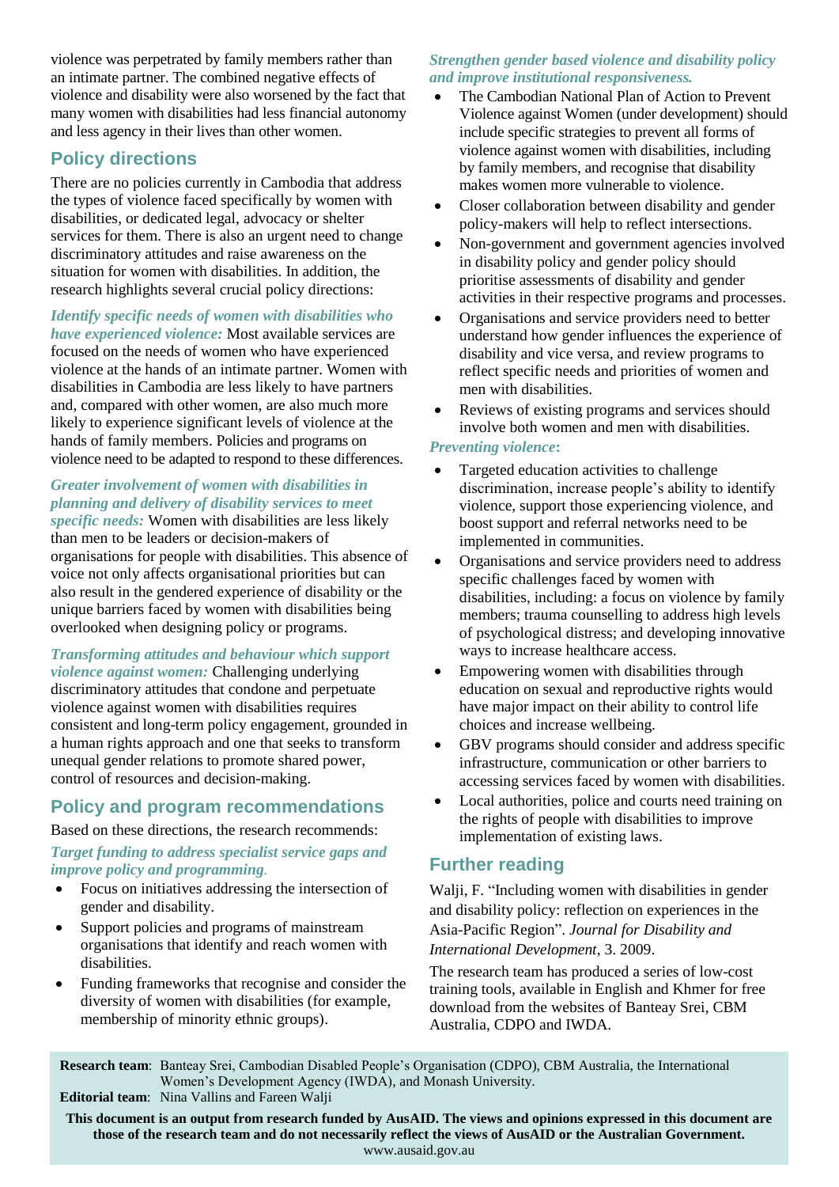violence was perpetrated by family members rather than an intimate partner. The combined negative effects of violence and disability were also worsened by the fact that many women with disabilities had less financial autonomy and less agency in their lives than other women.

## Policy directions

There are no policies currently in Cambodia that address the types of violence faced specifically by women with disabilities, or dedicated legal, advocacy or shelter services for them. There is also an urgent need to change discriminatory attitudes and raise awareness on the situation for women with disabilities. In addition, the research highlights several crucial policy directions:

*Identify specific needs of women with disabilities who have experienced violence:* Most available services are focused on the needs of women who have experienced violence at the hands of an intimate partner. Women with disabilities in Cambodia are less likely to have partners and, compared with other women, are also much more likely to experience significant levels of violence at the hands of family members. Policies and programs on violence need to be adapted to respond to these differences.

*Greater involvement of women with disabilities in planning and delivery of disability services to meet specific needs:* Women with disabilities are less likely than men to be leaders or decision-makers of organisations for people with disabilities. This absence of voice not only affects organisational priorities but can also result in the gendered experience of disability or the unique barriers faced by women with disabilities being overlooked when designing policy or programs.

*Transforming attitudes and behaviour which support violence against women:* Challenging underlying discriminatory attitudes that condone and perpetuate violence against women with disabilities requires consistent and long-term policy engagement, grounded in a human rights approach and one that seeks to transform unequal gender relations to promote shared power, control of resources and decision-making.

## Policy and program recommendations

Based on these directions, the research recommends:

*Target funding to address specialist service gaps and improve policy and programming.*

- Focus on initiatives addressing the intersection of gender and disability.
- Support policies and programs of mainstream organisations that identify and reach women with disabilities.
- Funding frameworks that recognise and consider the diversity of women with disabilities (for example, membership of minority ethnic groups).

*Strengthen gender based violence and disability policy and improve institutional responsiveness.*

- The Cambodian National Plan of Action to Prevent Violence against Women (under development) should include specific strategies to prevent all forms of violence against women with disabilities, including by family members, and recognise that disability makes women more vulnerable to violence.
- Closer collaboration between disability and gender policy-makers will help to reflect intersections.
- Non-government and government agencies involved in disability policy and gender policy should prioritise assessments of disability and gender activities in their respective programs and processes.
- Organisations and service providers need to better understand how gender influences the experience of disability and vice versa, and review programs to reflect specific needs and priorities of women and men with disabilities.
- Reviews of existing programs and services should involve both women and men with disabilities.

*Preventing violence:*

- Targeted education activities to challenge discrimination, increase people's ability to identify violence, support those experiencing violence, and boost support and referral networks need to be implemented in communities.
- Organisations and service providers need to address specific challenges faced by women with disabilities, including: a focus on violence by family members; trauma counselling to address high levels of psychological distress; and developing innovative ways to increase healthcare access.
- Empowering women with disabilities through education on sexual and reproductive rights would have major impact on their ability to control life choices and increase wellbeing.
- GBV programs should consider and address specific infrastructure, communication or other barriers to accessing services faced by women with disabilities.
- Local authorities, police and courts need training on the rights of people with disabilities to improve implementation of existing laws.

## Further reading

Walji, F. "Including women with disabilities in gender and disability policy: reflection on experiences in the Asia-Pacific Region". *Journal for Disability and International Development*, 3. 2009.

The research team has produced a series of low-cost training tools, available in English and Khmer for free download from the websites of Banteay Srei, CBM Australia, CDPO and IWDA.

**Research team**: Banteay Srei, Cambodian Disabled People's Organisation (CDPO), CBM Australia, the International Women's Development Agency (IWDA), and Monash University.
**Editorial team**: Nina Vallins and Fareen Walji

**This document is an output from research funded by AusAID. The views and opinions expressed in this document are those of the research team and do not necessarily reflect the views of AusAID or the Australian Government.**
www.ausaid.gov.au